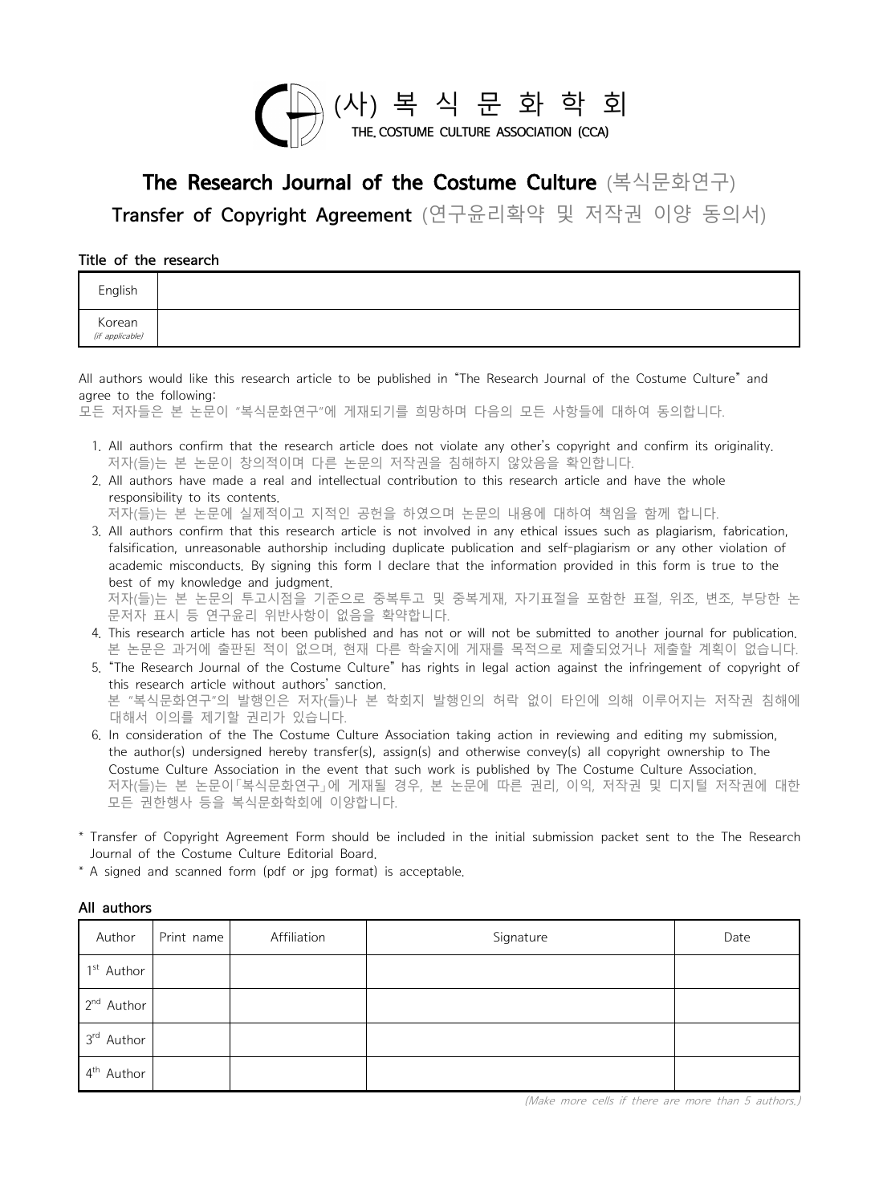(사) 복 식 문 화 학 회

THE. COSTUME CULTURE ASSOCIATION (CCA)

# The Research Journal of the Costume Culture (복식문화연구)

## Transfer of Copyright Agreement (연구윤리확약 및 저작권 이양 동의서)

**Title of the research**

| English | |
|---|---|
| Korean *(if applicable)* | |

All authors would like this research article to be published in "The Research Journal of the Costume Culture" and agree to the following:
모든 저자들은 본 논문이 "복식문화연구"에 게재되기를 희망하며 다음의 모든 사항들에 대하여 동의합니다.

1. All authors confirm that the research article does not violate any other's copyright and confirm its originality.
   저자(들)는 본 논문이 창의적이며 다른 논문의 저작권을 침해하지 않았음을 확인합니다.
2. All authors have made a real and intellectual contribution to this research article and have the whole responsibility to its contents.
   저자(들)는 본 논문에 실제적이고 지적인 공헌을 하였으며 논문의 내용에 대하여 책임을 함께 합니다.
3. All authors confirm that this research article is not involved in any ethical issues such as plagiarism, fabrication, falsification, unreasonable authorship including duplicate publication and self-plagiarism or any other violation of academic misconducts. By signing this form I declare that the information provided in this form is true to the best of my knowledge and judgment.
   저자(들)는 본 논문의 투고시점을 기준으로 중복투고 및 중복게재, 자기표절을 포함한 표절, 위조, 변조, 부당한 논문저자 표시 등 연구윤리 위반사항이 없음을 확약합니다.
4. This research article has not been published and has not or will not be submitted to another journal for publication.
   본 논문은 과거에 출판된 적이 없으며, 현재 다른 학술지에 게재를 목적으로 제출되었거나 제출할 계획이 없습니다.
5. "The Research Journal of the Costume Culture" has rights in legal action against the infringement of copyright of this research article without authors' sanction.
   본 "복식문화연구"의 발행인은 저자(들)나 본 학회지 발행인의 허락 없이 타인에 의해 이루어지는 저작권 침해에 대해서 이의를 제기할 권리가 있습니다.
6. In consideration of the The Costume Culture Association taking action in reviewing and editing my submission, the author(s) undersigned hereby transfer(s), assign(s) and otherwise convey(s) all copyright ownership to The Costume Culture Association in the event that such work is published by The Costume Culture Association.
   저자(들)는 본 논문이「복식문화연구」에 게재될 경우, 본 논문에 따른 권리, 이익, 저작권 및 디지털 저작권에 대한 모든 권한행사 등을 복식문화학회에 이양합니다.

\* Transfer of Copyright Agreement Form should be included in the initial submission packet sent to the The Research Journal of the Costume Culture Editorial Board.

\* A signed and scanned form (pdf or jpg format) is acceptable.

**All authors**

| Author | Print name | Affiliation | Signature | Date |
|---|---|---|---|---|
| 1st Author | | | | |
| 2nd Author | | | | |
| 3rd Author | | | | |
| 4th Author | | | | |

*(Make more cells if there are more than 5 authors.)*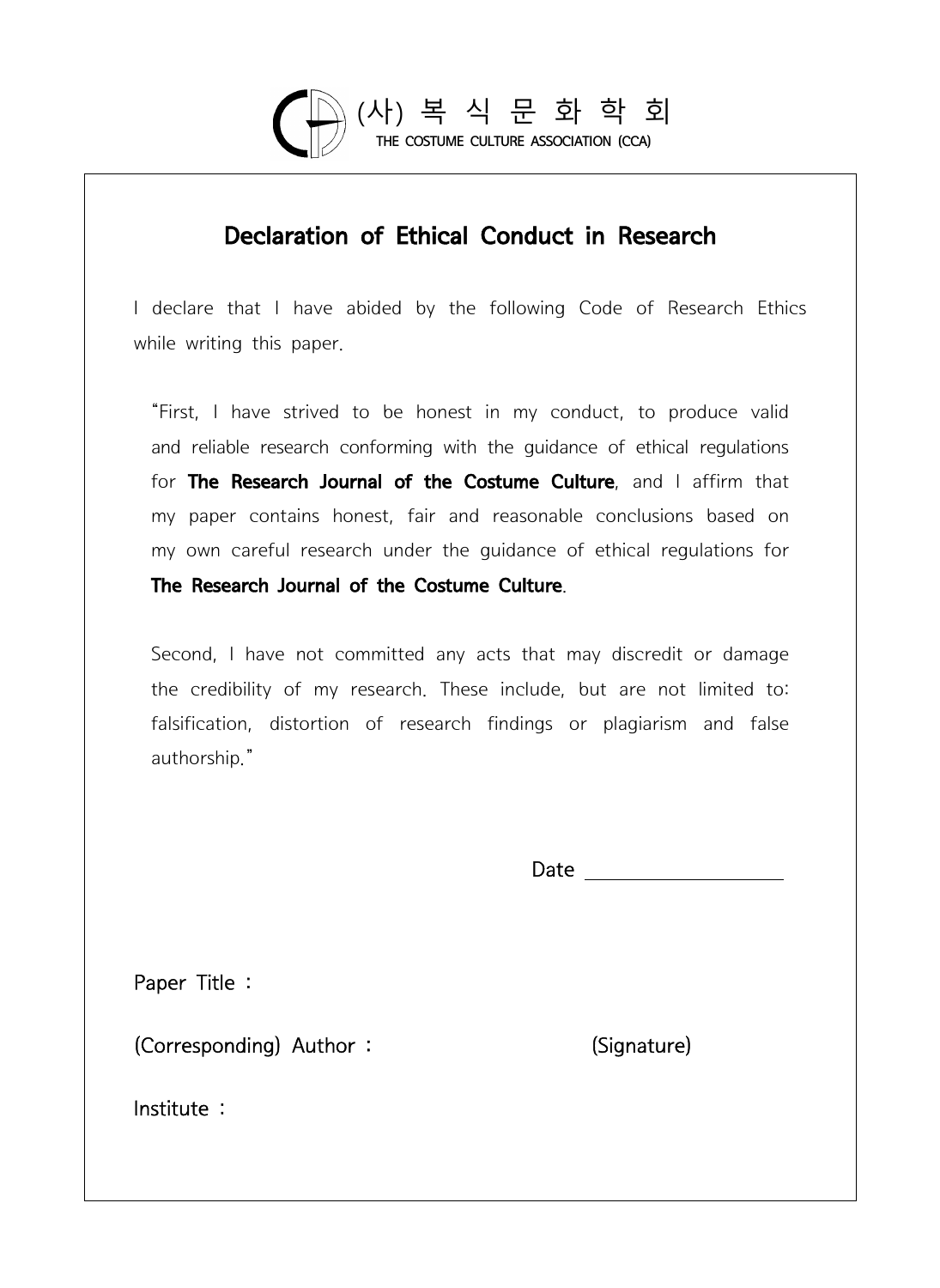(사) 복 식 문 화 학 회

THE COSTUME CULTURE ASSOCIATION (CCA)

# Declaration of Ethical Conduct in Research

I declare that I have abided by the following Code of Research Ethics while writing this paper.

"First, I have strived to be honest in my conduct, to produce valid and reliable research conforming with the guidance of ethical regulations for **The Research Journal of the Costume Culture**, and I affirm that my paper contains honest, fair and reasonable conclusions based on my own careful research under the guidance of ethical regulations for **The Research Journal of the Costume Culture**.

Second, I have not committed any acts that may discredit or damage the credibility of my research. These include, but are not limited to: falsification, distortion of research findings or plagiarism and false authorship."

Date ____________________

Paper Title :

(Corresponding) Author : (Signature)

Institute :